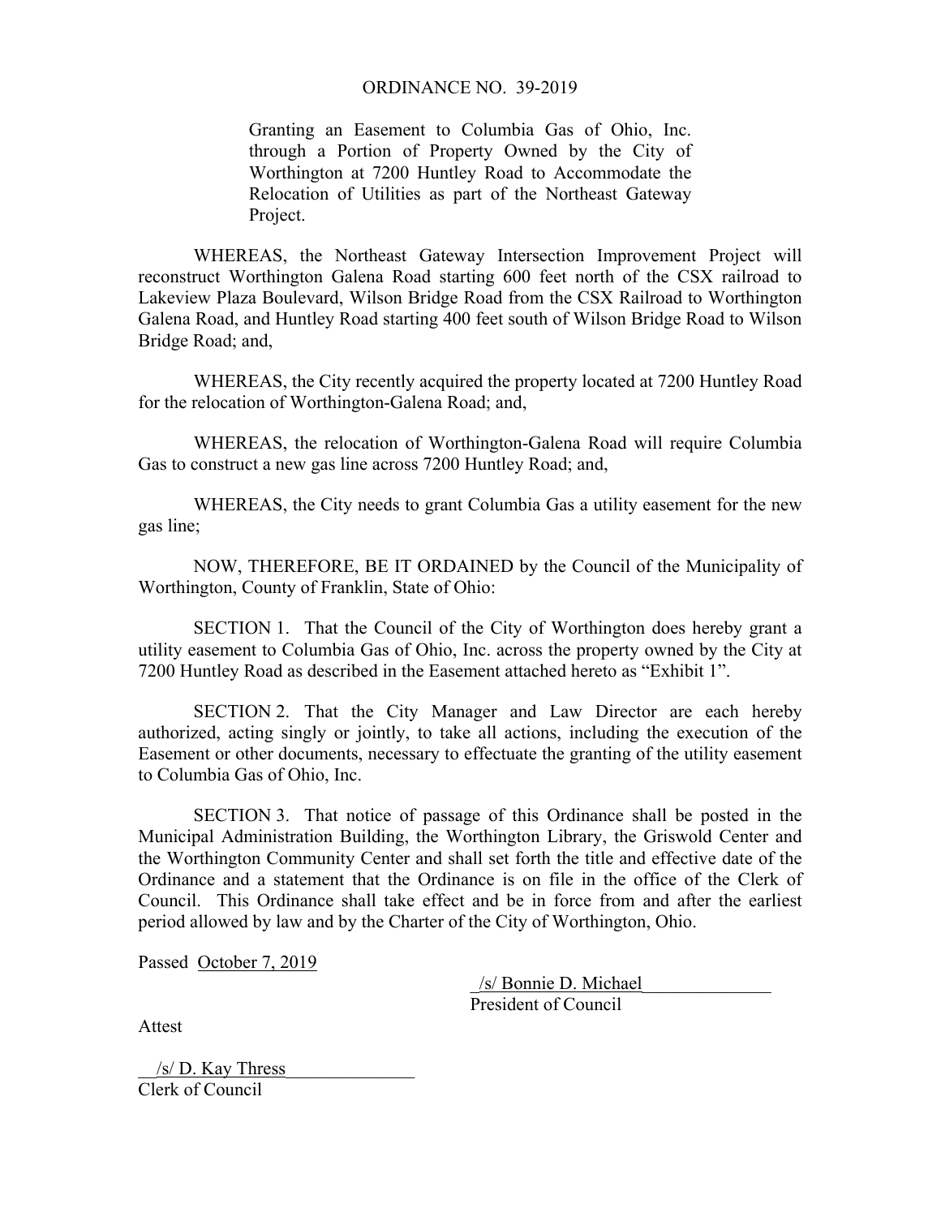# ORDINANCE NO. 39-2019

Granting an Easement to Columbia Gas of Ohio, Inc. through a Portion of Property Owned by the City of Worthington at 7200 Huntley Road to Accommodate the Relocation of Utilities as part of the Northeast Gateway Project.

WHEREAS, the Northeast Gateway Intersection Improvement Project will reconstruct Worthington Galena Road starting 600 feet north of the CSX railroad to Lakeview Plaza Boulevard, Wilson Bridge Road from the CSX Railroad to Worthington Galena Road, and Huntley Road starting 400 feet south of Wilson Bridge Road to Wilson Bridge Road; and,

WHEREAS, the City recently acquired the property located at 7200 Huntley Road for the relocation of Worthington-Galena Road; and,

WHEREAS, the relocation of Worthington-Galena Road will require Columbia Gas to construct a new gas line across 7200 Huntley Road; and,

WHEREAS, the City needs to grant Columbia Gas a utility easement for the new gas line;

NOW, THEREFORE, BE IT ORDAINED by the Council of the Municipality of Worthington, County of Franklin, State of Ohio:

SECTION 1. That the Council of the City of Worthington does hereby grant a utility easement to Columbia Gas of Ohio, Inc. across the property owned by the City at 7200 Huntley Road as described in the Easement attached hereto as "Exhibit 1".

SECTION 2. That the City Manager and Law Director are each hereby authorized, acting singly or jointly, to take all actions, including the execution of the Easement or other documents, necessary to effectuate the granting of the utility easement to Columbia Gas of Ohio, Inc.

SECTION 3. That notice of passage of this Ordinance shall be posted in the Municipal Administration Building, the Worthington Library, the Griswold Center and the Worthington Community Center and shall set forth the title and effective date of the Ordinance and a statement that the Ordinance is on file in the office of the Clerk of Council. This Ordinance shall take effect and be in force from and after the earliest period allowed by law and by the Charter of the City of Worthington, Ohio.

Passed October 7, 2019

/s/ Bonnie D. Michael
President of Council

Attest

/s/ D. Kay Thress
Clerk of Council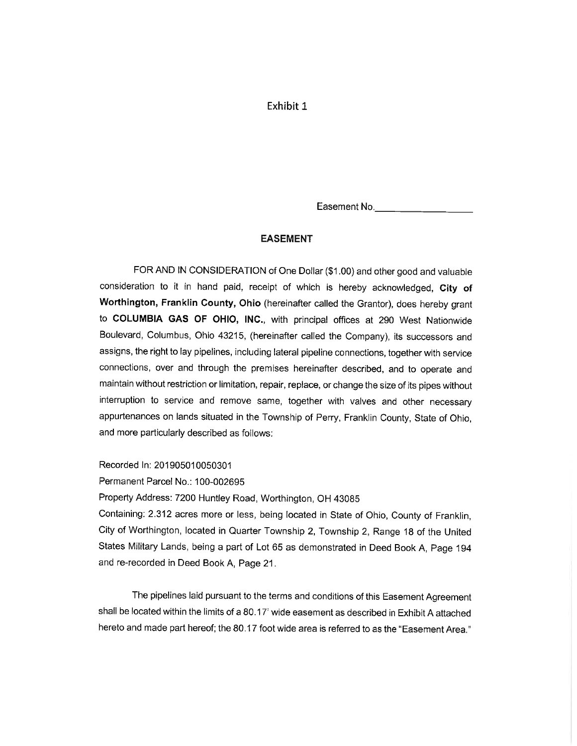Exhibit 1

Easement No.\_\_\_\_\_\_\_\_\_\_\_\_\_\_\_\_\_\_\_\_

## EASEMENT

FOR AND IN CONSIDERATION of One Dollar ($1.00) and other good and valuable consideration to it in hand paid, receipt of which is hereby acknowledged, **City of Worthington, Franklin County, Ohio** (hereinafter called the Grantor), does hereby grant to **COLUMBIA GAS OF OHIO, INC.**, with principal offices at 290 West Nationwide Boulevard, Columbus, Ohio 43215, (hereinafter called the Company), its successors and assigns, the right to lay pipelines, including lateral pipeline connections, together with service connections, over and through the premises hereinafter described, and to operate and maintain without restriction or limitation, repair, replace, or change the size of its pipes without interruption to service and remove same, together with valves and other necessary appurtenances on lands situated in the Township of Perry, Franklin County, State of Ohio, and more particularly described as follows:

Recorded In: 201905010050301

Permanent Parcel No.: 100-002695

Property Address: 7200 Huntley Road, Worthington, OH 43085

Containing: 2.312 acres more or less, being located in State of Ohio, County of Franklin, City of Worthington, located in Quarter Township 2, Township 2, Range 18 of the United States Military Lands, being a part of Lot 65 as demonstrated in Deed Book A, Page 194 and re-recorded in Deed Book A, Page 21.

The pipelines laid pursuant to the terms and conditions of this Easement Agreement shall be located within the limits of a 80.17' wide easement as described in Exhibit A attached hereto and made part hereof; the 80.17 foot wide area is referred to as the "Easement Area."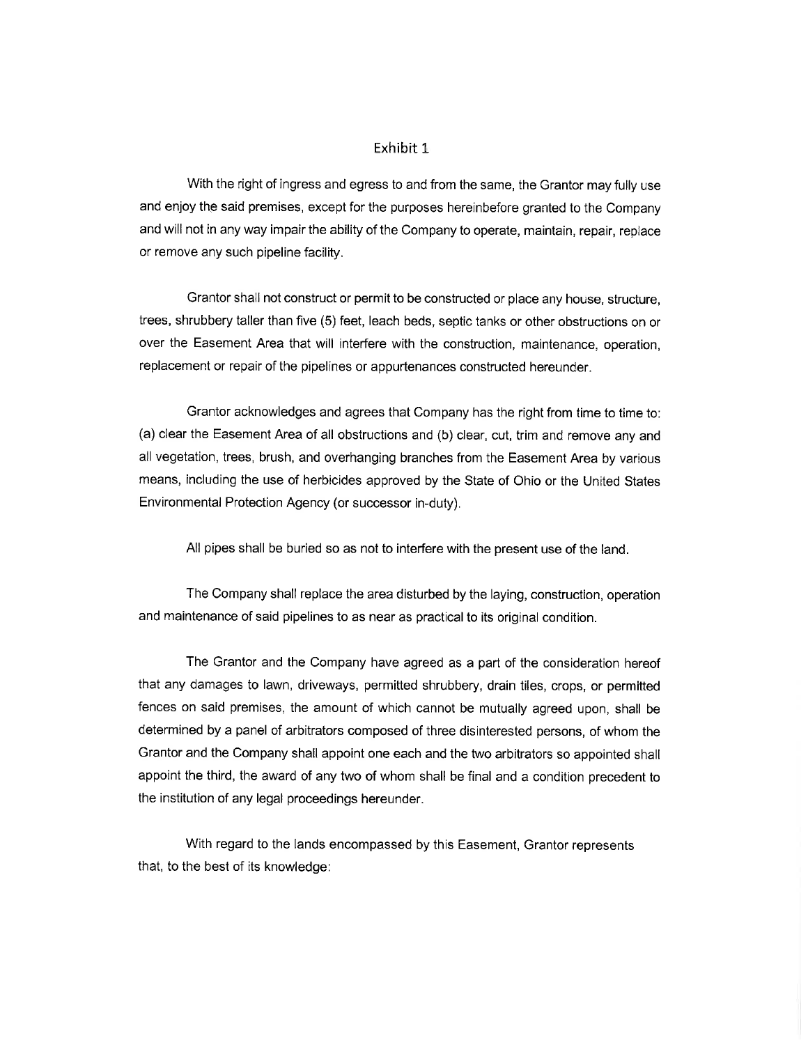# Exhibit 1

With the right of ingress and egress to and from the same, the Grantor may fully use and enjoy the said premises, except for the purposes hereinbefore granted to the Company and will not in any way impair the ability of the Company to operate, maintain, repair, replace or remove any such pipeline facility.

Grantor shall not construct or permit to be constructed or place any house, structure, trees, shrubbery taller than five (5) feet, leach beds, septic tanks or other obstructions on or over the Easement Area that will interfere with the construction, maintenance, operation, replacement or repair of the pipelines or appurtenances constructed hereunder.

Grantor acknowledges and agrees that Company has the right from time to time to: (a) clear the Easement Area of all obstructions and (b) clear, cut, trim and remove any and all vegetation, trees, brush, and overhanging branches from the Easement Area by various means, including the use of herbicides approved by the State of Ohio or the United States Environmental Protection Agency (or successor in-duty).

All pipes shall be buried so as not to interfere with the present use of the land.

The Company shall replace the area disturbed by the laying, construction, operation and maintenance of said pipelines to as near as practical to its original condition.

The Grantor and the Company have agreed as a part of the consideration hereof that any damages to lawn, driveways, permitted shrubbery, drain tiles, crops, or permitted fences on said premises, the amount of which cannot be mutually agreed upon, shall be determined by a panel of arbitrators composed of three disinterested persons, of whom the Grantor and the Company shall appoint one each and the two arbitrators so appointed shall appoint the third, the award of any two of whom shall be final and a condition precedent to the institution of any legal proceedings hereunder.

With regard to the lands encompassed by this Easement, Grantor represents that, to the best of its knowledge: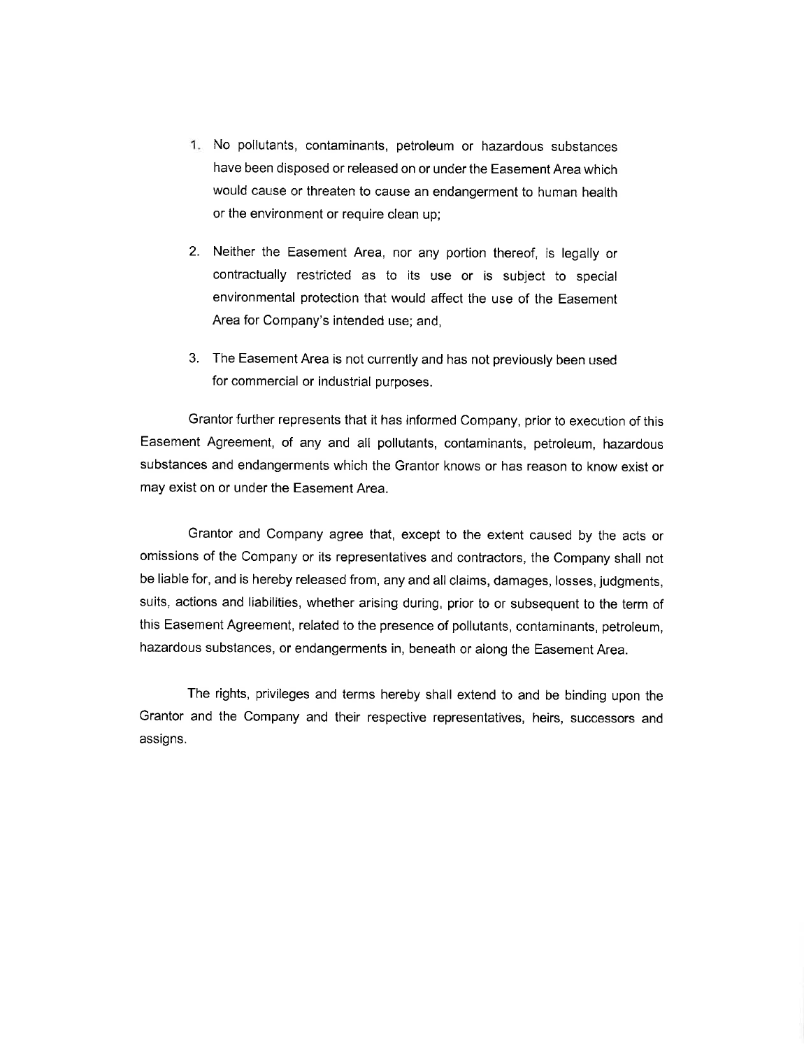1. No pollutants, contaminants, petroleum or hazardous substances have been disposed or released on or under the Easement Area which would cause or threaten to cause an endangerment to human health or the environment or require clean up;

2. Neither the Easement Area, nor any portion thereof, is legally or contractually restricted as to its use or is subject to special environmental protection that would affect the use of the Easement Area for Company's intended use; and,

3. The Easement Area is not currently and has not previously been used for commercial or industrial purposes.

Grantor further represents that it has informed Company, prior to execution of this Easement Agreement, of any and all pollutants, contaminants, petroleum, hazardous substances and endangerments which the Grantor knows or has reason to know exist or may exist on or under the Easement Area.

Grantor and Company agree that, except to the extent caused by the acts or omissions of the Company or its representatives and contractors, the Company shall not be liable for, and is hereby released from, any and all claims, damages, losses, judgments, suits, actions and liabilities, whether arising during, prior to or subsequent to the term of this Easement Agreement, related to the presence of pollutants, contaminants, petroleum, hazardous substances, or endangerments in, beneath or along the Easement Area.

The rights, privileges and terms hereby shall extend to and be binding upon the Grantor and the Company and their respective representatives, heirs, successors and assigns.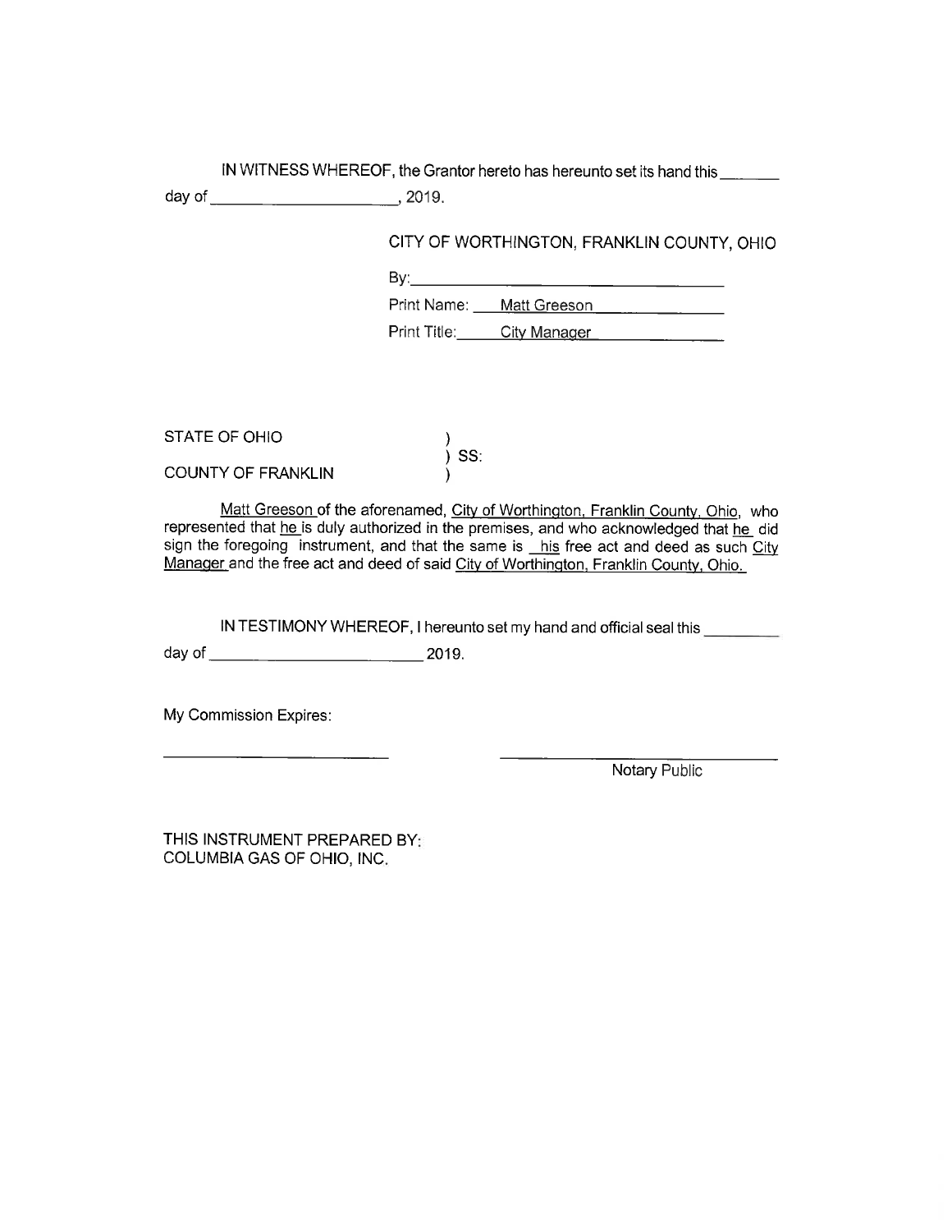IN WITNESS WHEREOF, the Grantor hereto has hereunto set its hand this _______ day of ____________________, 2019.

CITY OF WORTHINGTON, FRANKLIN COUNTY, OHIO

By: ____________________________________

Print Name: Matt Greeson

Print Title: City Manager

STATE OF OHIO )
) SS:
COUNTY OF FRANKLIN )

Matt Greeson of the aforenamed, City of Worthington, Franklin County, Ohio, who represented that he is duly authorized in the premises, and who acknowledged that he did sign the foregoing instrument, and that the same is his free act and deed as such City Manager and the free act and deed of said City of Worthington, Franklin County, Ohio.

IN TESTIMONY WHEREOF, I hereunto set my hand and official seal this _________ day of ________________________ 2019.

My Commission Expires:

__________________________ __________________________

Notary Public

THIS INSTRUMENT PREPARED BY:
COLUMBIA GAS OF OHIO, INC.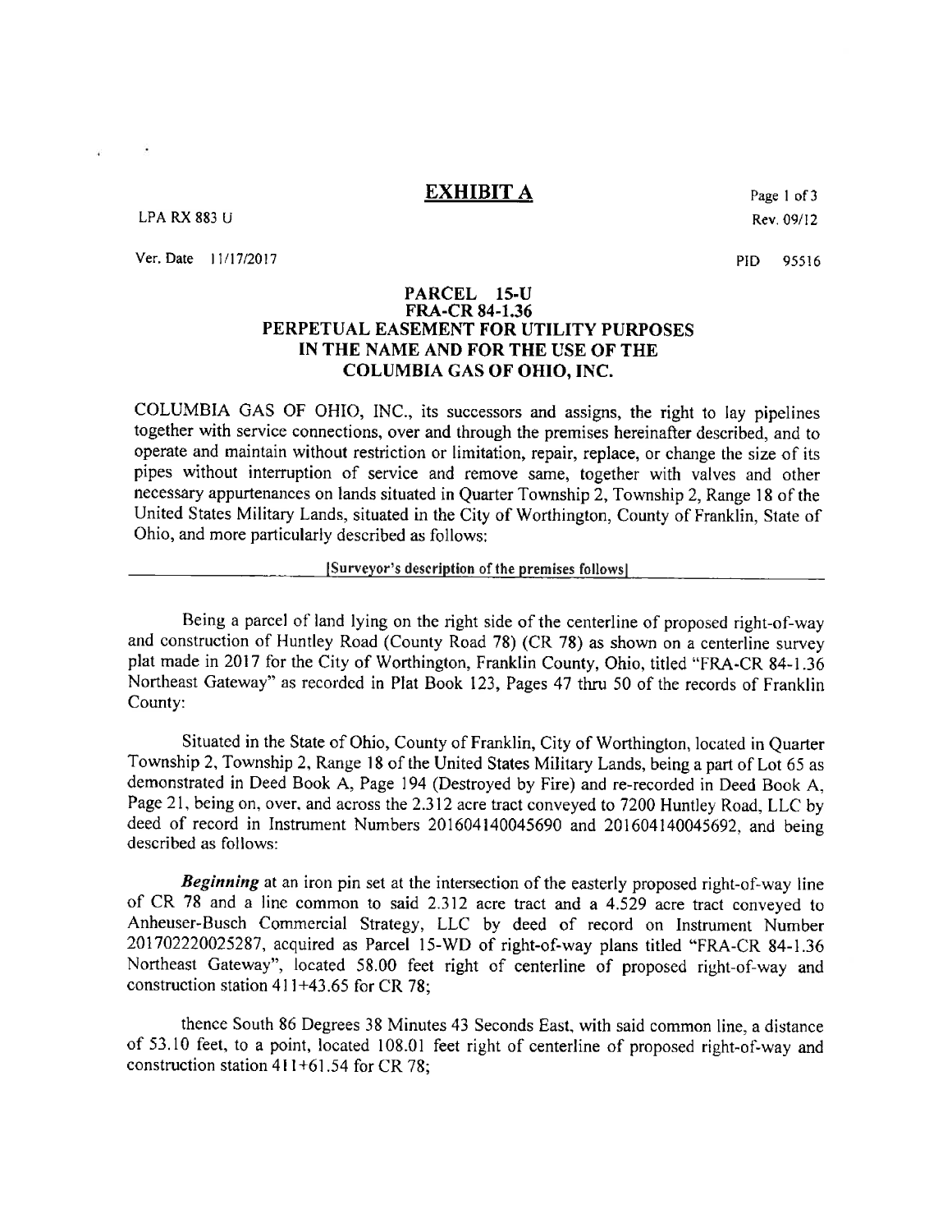# EXHIBIT A

LPA RX 883 U

Page 1 of 3

Rev. 09/12

Ver. Date 11/17/2017

PID 95516

## PARCEL 15-U
## FRA-CR 84-1.36
## PERPETUAL EASEMENT FOR UTILITY PURPOSES IN THE NAME AND FOR THE USE OF THE COLUMBIA GAS OF OHIO, INC.

COLUMBIA GAS OF OHIO, INC., its successors and assigns, the right to lay pipelines together with service connections, over and through the premises hereinafter described, and to operate and maintain without restriction or limitation, repair, replace, or change the size of its pipes without interruption of service and remove same, together with valves and other necessary appurtenances on lands situated in Quarter Township 2, Township 2, Range 18 of the United States Military Lands, situated in the City of Worthington, County of Franklin, State of Ohio, and more particularly described as follows:

[Surveyor's description of the premises follows]

Being a parcel of land lying on the right side of the centerline of proposed right-of-way and construction of Huntley Road (County Road 78) (CR 78) as shown on a centerline survey plat made in 2017 for the City of Worthington, Franklin County, Ohio, titled "FRA-CR 84-1.36 Northeast Gateway" as recorded in Plat Book 123, Pages 47 thru 50 of the records of Franklin County:

Situated in the State of Ohio, County of Franklin, City of Worthington, located in Quarter Township 2, Township 2, Range 18 of the United States Military Lands, being a part of Lot 65 as demonstrated in Deed Book A, Page 194 (Destroyed by Fire) and re-recorded in Deed Book A, Page 21, being on, over, and across the 2.312 acre tract conveyed to 7200 Huntley Road, LLC by deed of record in Instrument Numbers 201604140045690 and 201604140045692, and being described as follows:

***Beginning*** at an iron pin set at the intersection of the easterly proposed right-of-way line of CR 78 and a line common to said 2.312 acre tract and a 4.529 acre tract conveyed to Anheuser-Busch Commercial Strategy, LLC by deed of record on Instrument Number 201702220025287, acquired as Parcel 15-WD of right-of-way plans titled "FRA-CR 84-1.36 Northeast Gateway", located 58.00 feet right of centerline of proposed right-of-way and construction station 411+43.65 for CR 78;

thence South 86 Degrees 38 Minutes 43 Seconds East, with said common line, a distance of 53.10 feet, to a point, located 108.01 feet right of centerline of proposed right-of-way and construction station 411+61.54 for CR 78;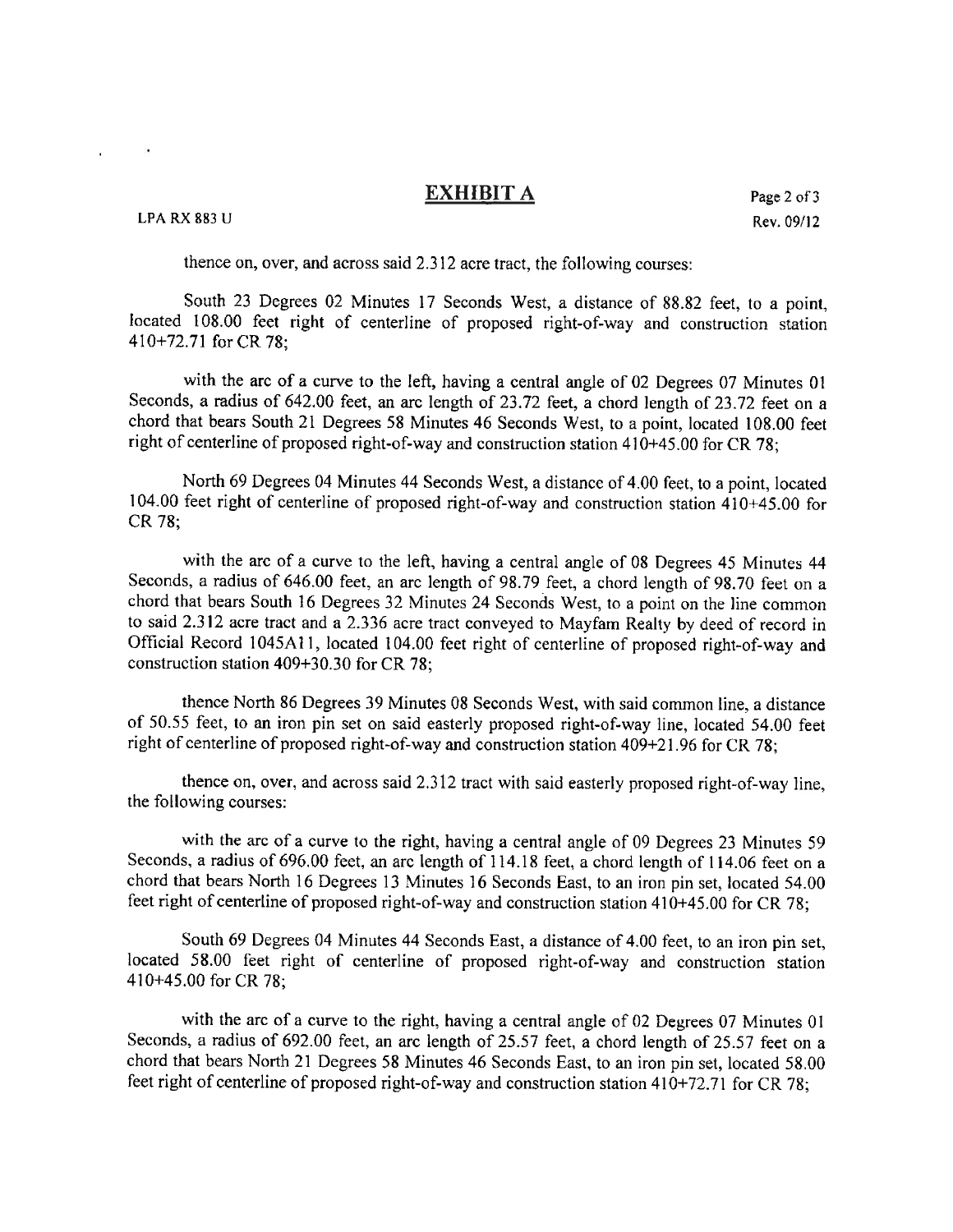# EXHIBIT A

LPA RX 883 U

thence on, over, and across said 2.312 acre tract, the following courses:

South 23 Degrees 02 Minutes 17 Seconds West, a distance of 88.82 feet, to a point, located 108.00 feet right of centerline of proposed right-of-way and construction station 410+72.71 for CR 78;

with the arc of a curve to the left, having a central angle of 02 Degrees 07 Minutes 01 Seconds, a radius of 642.00 feet, an arc length of 23.72 feet, a chord length of 23.72 feet on a chord that bears South 21 Degrees 58 Minutes 46 Seconds West, to a point, located 108.00 feet right of centerline of proposed right-of-way and construction station 410+45.00 for CR 78;

North 69 Degrees 04 Minutes 44 Seconds West, a distance of 4.00 feet, to a point, located 104.00 feet right of centerline of proposed right-of-way and construction station 410+45.00 for CR 78;

with the arc of a curve to the left, having a central angle of 08 Degrees 45 Minutes 44 Seconds, a radius of 646.00 feet, an arc length of 98.79 feet, a chord length of 98.70 feet on a chord that bears South 16 Degrees 32 Minutes 24 Seconds West, to a point on the line common to said 2.312 acre tract and a 2.336 acre tract conveyed to Mayfam Realty by deed of record in Official Record 1045A11, located 104.00 feet right of centerline of proposed right-of-way and construction station 409+30.30 for CR 78;

thence North 86 Degrees 39 Minutes 08 Seconds West, with said common line, a distance of 50.55 feet, to an iron pin set on said easterly proposed right-of-way line, located 54.00 feet right of centerline of proposed right-of-way and construction station 409+21.96 for CR 78;

thence on, over, and across said 2.312 tract with said easterly proposed right-of-way line, the following courses:

with the arc of a curve to the right, having a central angle of 09 Degrees 23 Minutes 59 Seconds, a radius of 696.00 feet, an arc length of 114.18 feet, a chord length of 114.06 feet on a chord that bears North 16 Degrees 13 Minutes 16 Seconds East, to an iron pin set, located 54.00 feet right of centerline of proposed right-of-way and construction station 410+45.00 for CR 78;

South 69 Degrees 04 Minutes 44 Seconds East, a distance of 4.00 feet, to an iron pin set, located 58.00 feet right of centerline of proposed right-of-way and construction station 410+45.00 for CR 78;

with the arc of a curve to the right, having a central angle of 02 Degrees 07 Minutes 01 Seconds, a radius of 692.00 feet, an arc length of 25.57 feet, a chord length of 25.57 feet on a chord that bears North 21 Degrees 58 Minutes 46 Seconds East, to an iron pin set, located 58.00 feet right of centerline of proposed right-of-way and construction station 410+72.71 for CR 78;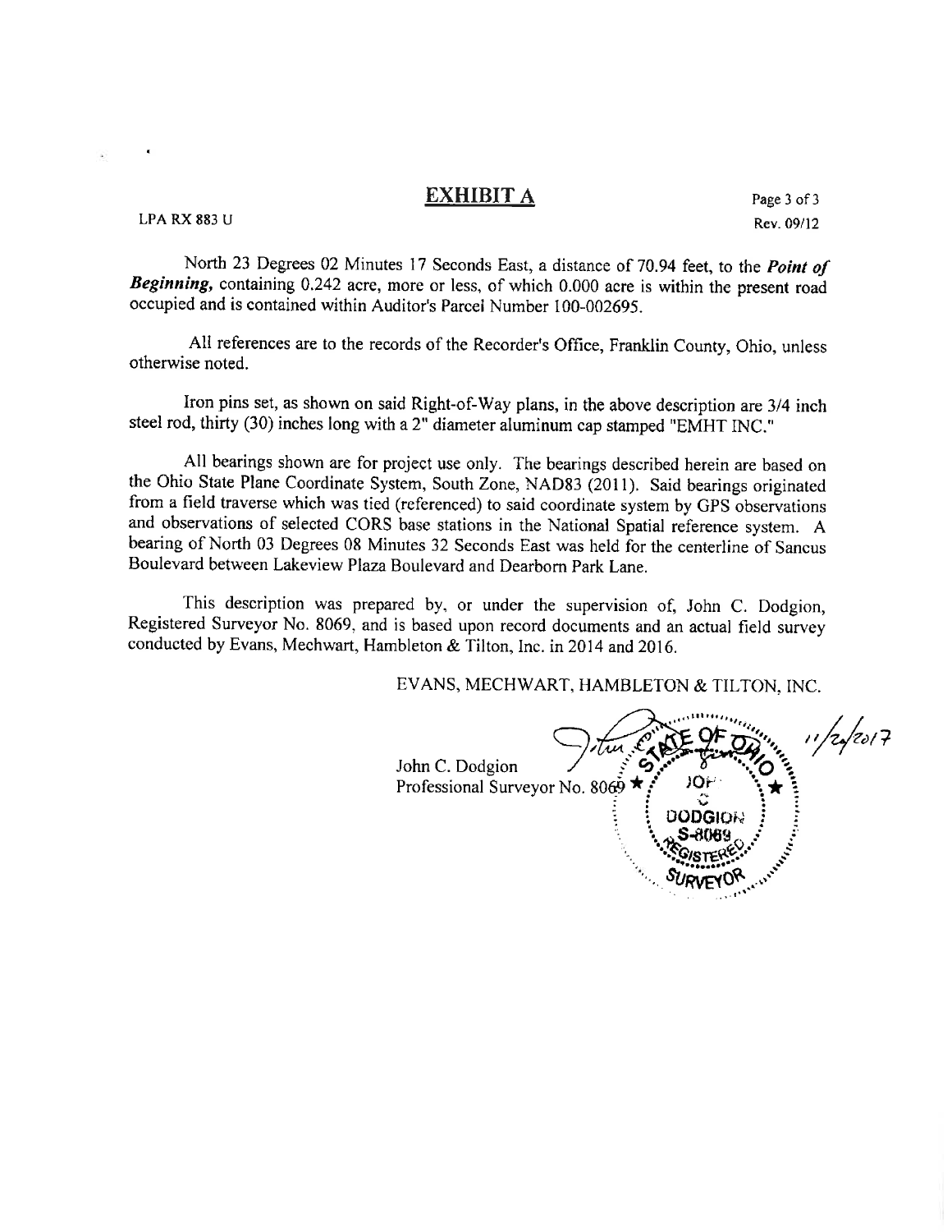# EXHIBIT A

LPA RX 883 U

Rev. 09/12

North 23 Degrees 02 Minutes 17 Seconds East, a distance of 70.94 feet, to the ***Point of Beginning,*** containing 0.242 acre, more or less, of which 0.000 acre is within the present road occupied and is contained within Auditor's Parcel Number 100-002695.

All references are to the records of the Recorder's Office, Franklin County, Ohio, unless otherwise noted.

Iron pins set, as shown on said Right-of-Way plans, in the above description are 3/4 inch steel rod, thirty (30) inches long with a 2" diameter aluminum cap stamped "EMHT INC."

All bearings shown are for project use only. The bearings described herein are based on the Ohio State Plane Coordinate System, South Zone, NAD83 (2011). Said bearings originated from a field traverse which was tied (referenced) to said coordinate system by GPS observations and observations of selected CORS base stations in the National Spatial reference system. A bearing of North 03 Degrees 08 Minutes 32 Seconds East was held for the centerline of Sancus Boulevard between Lakeview Plaza Boulevard and Dearborn Park Lane.

This description was prepared by, or under the supervision of, John C. Dodgion, Registered Surveyor No. 8069, and is based upon record documents and an actual field survey conducted by Evans, Mechwart, Hambleton & Tilton, Inc. in 2014 and 2016.

EVANS, MECHWART, HAMBLETON & TILTON, INC.

John C. Dodgion
Professional Surveyor No. 8069

11/2/2017

STATE OF OHIO
JOHN C. DODGION
S-8069
REGISTERED SURVEYOR